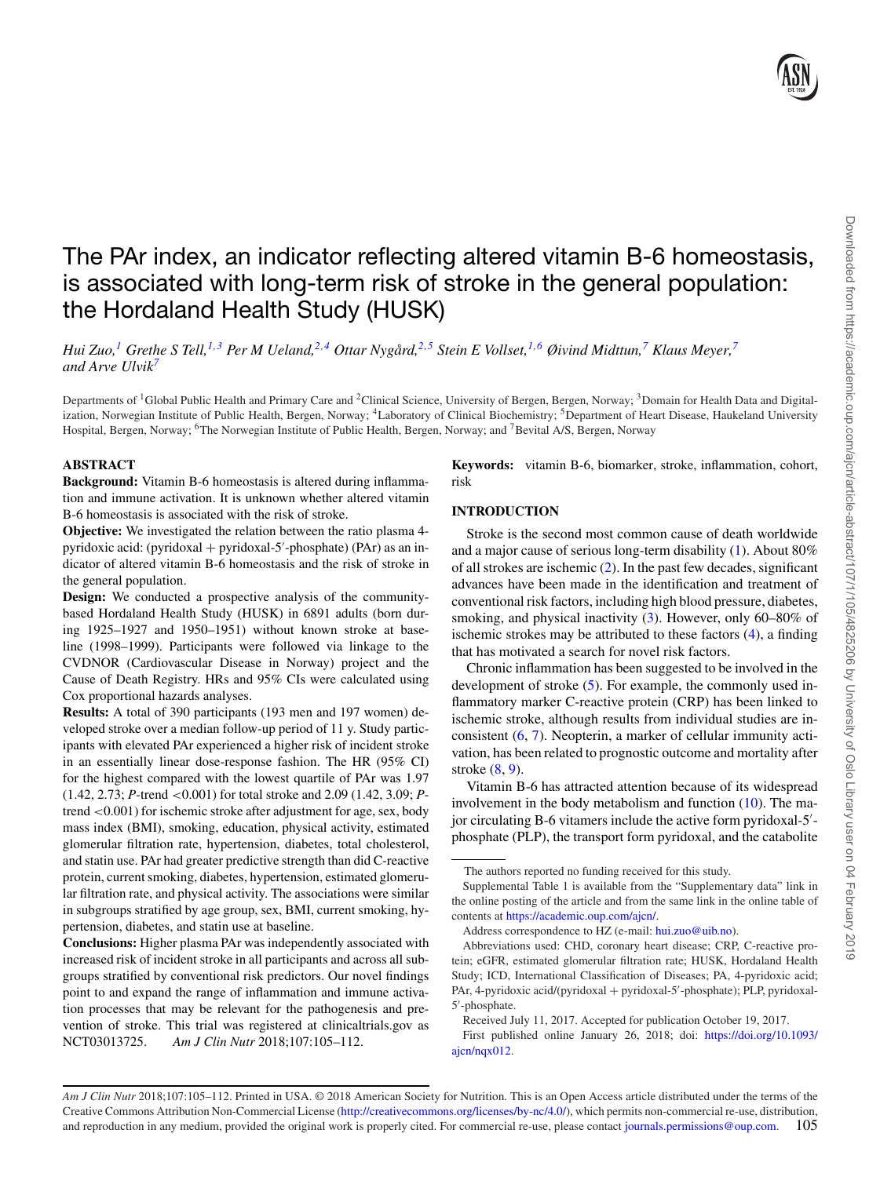# The PAr index, an indicator reflecting altered vitamin B-6 homeostasis, is associated with long-term risk of stroke in the general population: the Hordaland Health Study (HUSK)

*Hui Zuo,[1] Grethe S Tell,[1,3] Per M Ueland,[2,4] Ottar Nygård,[2,5] Stein E Vollset,[1,6] Øivind Midttun,[7] Klaus Meyer,[7] and Arve Ulvik[7]*

Departments of [1]Global Public Health and Primary Care and [2]Clinical Science, University of Bergen, Bergen, Norway; [3]Domain for Health Data and Digitalization, Norwegian Institute of Public Health, Bergen, Norway; [4]Laboratory of Clinical Biochemistry; [5]Department of Heart Disease, Haukeland University Hospital, Bergen, Norway; [6]The Norwegian Institute of Public Health, Bergen, Norway; and [7]Bevital A/S, Bergen, Norway

## ABSTRACT

**Background:** Vitamin B-6 homeostasis is altered during inflammation and immune activation. It is unknown whether altered vitamin B-6 homeostasis is associated with the risk of stroke.

**Objective:** We investigated the relation between the ratio plasma 4-pyridoxic acid: (pyridoxal + pyridoxal-5′-phosphate) (PAr) as an indicator of altered vitamin B-6 homeostasis and the risk of stroke in the general population.

**Design:** We conducted a prospective analysis of the community-based Hordaland Health Study (HUSK) in 6891 adults (born during 1925–1927 and 1950–1951) without known stroke at baseline (1998–1999). Participants were followed via linkage to the CVDNOR (Cardiovascular Disease in Norway) project and the Cause of Death Registry. HRs and 95% CIs were calculated using Cox proportional hazards analyses.

**Results:** A total of 390 participants (193 men and 197 women) developed stroke over a median follow-up period of 11 y. Study participants with elevated PAr experienced a higher risk of incident stroke in an essentially linear dose-response fashion. The HR (95% CI) for the highest compared with the lowest quartile of PAr was 1.97 (1.42, 2.73; *P*-trend <0.001) for total stroke and 2.09 (1.42, 3.09; *P*-trend <0.001) for ischemic stroke after adjustment for age, sex, body mass index (BMI), smoking, education, physical activity, estimated glomerular filtration rate, hypertension, diabetes, total cholesterol, and statin use. PAr had greater predictive strength than did C-reactive protein, current smoking, diabetes, hypertension, estimated glomerular filtration rate, and physical activity. The associations were similar in subgroups stratified by age group, sex, BMI, current smoking, hypertension, diabetes, and statin use at baseline.

**Conclusions:** Higher plasma PAr was independently associated with increased risk of incident stroke in all participants and across all subgroups stratified by conventional risk predictors. Our novel findings point to and expand the range of inflammation and immune activation processes that may be relevant for the pathogenesis and prevention of stroke. This trial was registered at clinicaltrials.gov as NCT03013725. *Am J Clin Nutr* 2018;107:105–112.

**Keywords:** vitamin B-6, biomarker, stroke, inflammation, cohort, risk

## INTRODUCTION

Stroke is the second most common cause of death worldwide and a major cause of serious long-term disability (1). About 80% of all strokes are ischemic (2). In the past few decades, significant advances have been made in the identification and treatment of conventional risk factors, including high blood pressure, diabetes, smoking, and physical inactivity (3). However, only 60–80% of ischemic strokes may be attributed to these factors (4), a finding that has motivated a search for novel risk factors.

Chronic inflammation has been suggested to be involved in the development of stroke (5). For example, the commonly used inflammatory marker C-reactive protein (CRP) has been linked to ischemic stroke, although results from individual studies are inconsistent (6, 7). Neopterin, a marker of cellular immunity activation, has been related to prognostic outcome and mortality after stroke (8, 9).

Vitamin B-6 has attracted attention because of its widespread involvement in the body metabolism and function (10). The major circulating B-6 vitamers include the active form pyridoxal-5′-phosphate (PLP), the transport form pyridoxal, and the catabolite

The authors reported no funding received for this study.

Supplemental Table 1 is available from the "Supplementary data" link in the online posting of the article and from the same link in the online table of contents at https://academic.oup.com/ajcn/.

Address correspondence to HZ (e-mail: hui.zuo@uib.no).

Abbreviations used: CHD, coronary heart disease; CRP, C-reactive protein; eGFR, estimated glomerular filtration rate; HUSK, Hordaland Health Study; ICD, International Classification of Diseases; PA, 4-pyridoxic acid; PAr, 4-pyridoxic acid/(pyridoxal + pyridoxal-5′-phosphate); PLP, pyridoxal-5′-phosphate.

Received July 11, 2017. Accepted for publication October 19, 2017.

First published online January 26, 2018; doi: https://doi.org/10.1093/ajcn/nqx012.

*Am J Clin Nutr* 2018;107:105–112. Printed in USA. © 2018 American Society for Nutrition. This is an Open Access article distributed under the terms of the Creative Commons Attribution Non-Commercial License (http://creativecommons.org/licenses/by-nc/4.0/), which permits non-commercial re-use, distribution, and reproduction in any medium, provided the original work is properly cited. For commercial re-use, please contact journals.permissions@oup.com.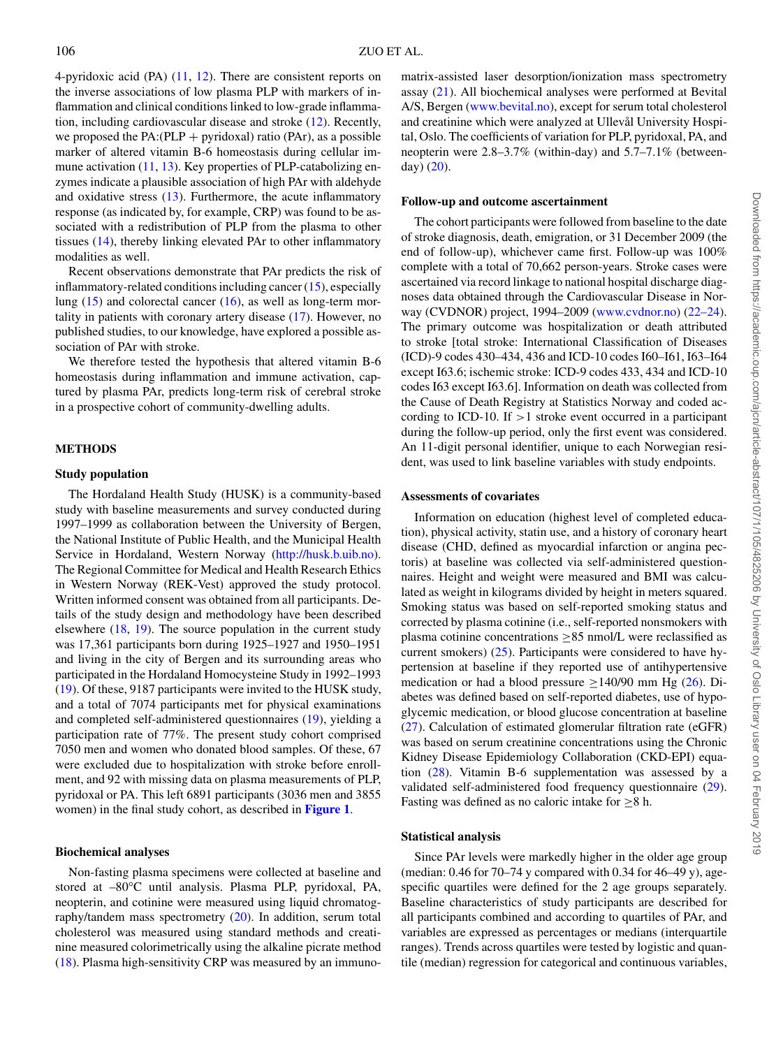4-pyridoxic acid (PA) (11, 12). There are consistent reports on the inverse associations of low plasma PLP with markers of inflammation and clinical conditions linked to low-grade inflammation, including cardiovascular disease and stroke (12). Recently, we proposed the PA:(PLP + pyridoxal) ratio (PAr), as a possible marker of altered vitamin B-6 homeostasis during cellular immune activation (11, 13). Key properties of PLP-catabolizing enzymes indicate a plausible association of high PAr with aldehyde and oxidative stress (13). Furthermore, the acute inflammatory response (as indicated by, for example, CRP) was found to be associated with a redistribution of PLP from the plasma to other tissues (14), thereby linking elevated PAr to other inflammatory modalities as well.

Recent observations demonstrate that PAr predicts the risk of inflammatory-related conditions including cancer (15), especially lung (15) and colorectal cancer (16), as well as long-term mortality in patients with coronary artery disease (17). However, no published studies, to our knowledge, have explored a possible association of PAr with stroke.

We therefore tested the hypothesis that altered vitamin B-6 homeostasis during inflammation and immune activation, captured by plasma PAr, predicts long-term risk of cerebral stroke in a prospective cohort of community-dwelling adults.

## METHODS

### Study population

The Hordaland Health Study (HUSK) is a community-based study with baseline measurements and survey conducted during 1997–1999 as collaboration between the University of Bergen, the National Institute of Public Health, and the Municipal Health Service in Hordaland, Western Norway (http://husk.b.uib.no). The Regional Committee for Medical and Health Research Ethics in Western Norway (REK-Vest) approved the study protocol. Written informed consent was obtained from all participants. Details of the study design and methodology have been described elsewhere (18, 19). The source population in the current study was 17,361 participants born during 1925–1927 and 1950–1951 and living in the city of Bergen and its surrounding areas who participated in the Hordaland Homocysteine Study in 1992–1993 (19). Of these, 9187 participants were invited to the HUSK study, and a total of 7074 participants met for physical examinations and completed self-administered questionnaires (19), yielding a participation rate of 77%. The present study cohort comprised 7050 men and women who donated blood samples. Of these, 67 were excluded due to hospitalization with stroke before enrollment, and 92 with missing data on plasma measurements of PLP, pyridoxal or PA. This left 6891 participants (3036 men and 3855 women) in the final study cohort, as described in **Figure 1**.

### Biochemical analyses

Non-fasting plasma specimens were collected at baseline and stored at –80°C until analysis. Plasma PLP, pyridoxal, PA, neopterin, and cotinine were measured using liquid chromatography/tandem mass spectrometry (20). In addition, serum total cholesterol was measured using standard methods and creatinine measured colorimetrically using the alkaline picrate method (18). Plasma high-sensitivity CRP was measured by an immuno-matrix-assisted laser desorption/ionization mass spectrometry assay (21). All biochemical analyses were performed at Bevital A/S, Bergen (www.bevital.no), except for serum total cholesterol and creatinine which were analyzed at Ullevål University Hospital, Oslo. The coefficients of variation for PLP, pyridoxal, PA, and neopterin were 2.8–3.7% (within-day) and 5.7–7.1% (between-day) (20).

### Follow-up and outcome ascertainment

The cohort participants were followed from baseline to the date of stroke diagnosis, death, emigration, or 31 December 2009 (the end of follow-up), whichever came first. Follow-up was 100% complete with a total of 70,662 person-years. Stroke cases were ascertained via record linkage to national hospital discharge diagnoses data obtained through the Cardiovascular Disease in Norway (CVDNOR) project, 1994–2009 (www.cvdnor.no) (22–24). The primary outcome was hospitalization or death attributed to stroke [total stroke: International Classification of Diseases (ICD)-9 codes 430–434, 436 and ICD-10 codes I60–I61, I63–I64 except I63.6; ischemic stroke: ICD-9 codes 433, 434 and ICD-10 codes I63 except I63.6]. Information on death was collected from the Cause of Death Registry at Statistics Norway and coded according to ICD-10. If >1 stroke event occurred in a participant during the follow-up period, only the first event was considered. An 11-digit personal identifier, unique to each Norwegian resident, was used to link baseline variables with study endpoints.

### Assessments of covariates

Information on education (highest level of completed education), physical activity, statin use, and a history of coronary heart disease (CHD, defined as myocardial infarction or angina pectoris) at baseline was collected via self-administered questionnaires. Height and weight were measured and BMI was calculated as weight in kilograms divided by height in meters squared. Smoking status was based on self-reported smoking status and corrected by plasma cotinine (i.e., self-reported nonsmokers with plasma cotinine concentrations ≥85 nmol/L were reclassified as current smokers) (25). Participants were considered to have hypertension at baseline if they reported use of antihypertensive medication or had a blood pressure ≥140/90 mm Hg (26). Diabetes was defined based on self-reported diabetes, use of hypoglycemic medication, or blood glucose concentration at baseline (27). Calculation of estimated glomerular filtration rate (eGFR) was based on serum creatinine concentrations using the Chronic Kidney Disease Epidemiology Collaboration (CKD-EPI) equation (28). Vitamin B-6 supplementation was assessed by a validated self-administered food frequency questionnaire (29). Fasting was defined as no caloric intake for ≥8 h.

### Statistical analysis

Since PAr levels were markedly higher in the older age group (median: 0.46 for 70–74 y compared with 0.34 for 46–49 y), age-specific quartiles were defined for the 2 age groups separately. Baseline characteristics of study participants are described for all participants combined and according to quartiles of PAr, and variables are expressed as percentages or medians (interquartile ranges). Trends across quartiles were tested by logistic and quantile (median) regression for categorical and continuous variables,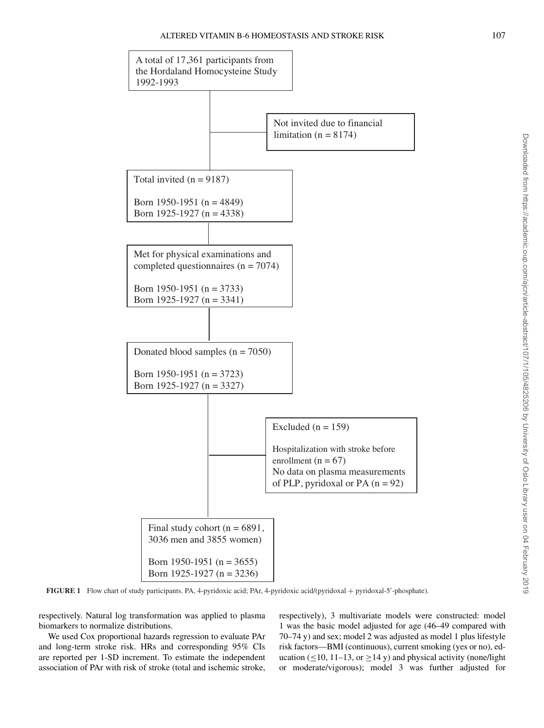A total of 17,361 participants from the Hordaland Homocysteine Study 1992-1993

Not invited due to financial limitation (n = 8174)

Total invited (n = 9187)

Born 1950-1951 (n = 4849)
Born 1925-1927 (n = 4338)

Met for physical examinations and completed questionnaires (n = 7074)

Born 1950-1951 (n = 3733)
Born 1925-1927 (n = 3341)

Donated blood samples (n = 7050)

Born 1950-1951 (n = 3723)
Born 1925-1927 (n = 3327)

Excluded (n = 159)

Hospitalization with stroke before enrollment (n = 67)
No data on plasma measurements of PLP, pyridoxal or PA (n = 92)

Final study cohort (n = 6891, 3036 men and 3855 women)

Born 1950-1951 (n = 3655)
Born 1925-1927 (n = 3236)

**FIGURE 1** Flow chart of study participants. PA, 4-pyridoxic acid; PAr, 4-pyridoxic acid/(pyridoxal + pyridoxal-5′-phosphate).

respectively. Natural log transformation was applied to plasma biomarkers to normalize distributions.

We used Cox proportional hazards regression to evaluate PAr and long-term stroke risk. HRs and corresponding 95% CIs are reported per 1-SD increment. To estimate the independent association of PAr with risk of stroke (total and ischemic stroke, respectively), 3 multivariate models were constructed: model 1 was the basic model adjusted for age (46–49 compared with 70–74 y) and sex; model 2 was adjusted as model 1 plus lifestyle risk factors—BMI (continuous), current smoking (yes or no), education ($\leq$10, 11–13, or $\geq$14 y) and physical activity (none/light or moderate/vigorous); model 3 was further adjusted for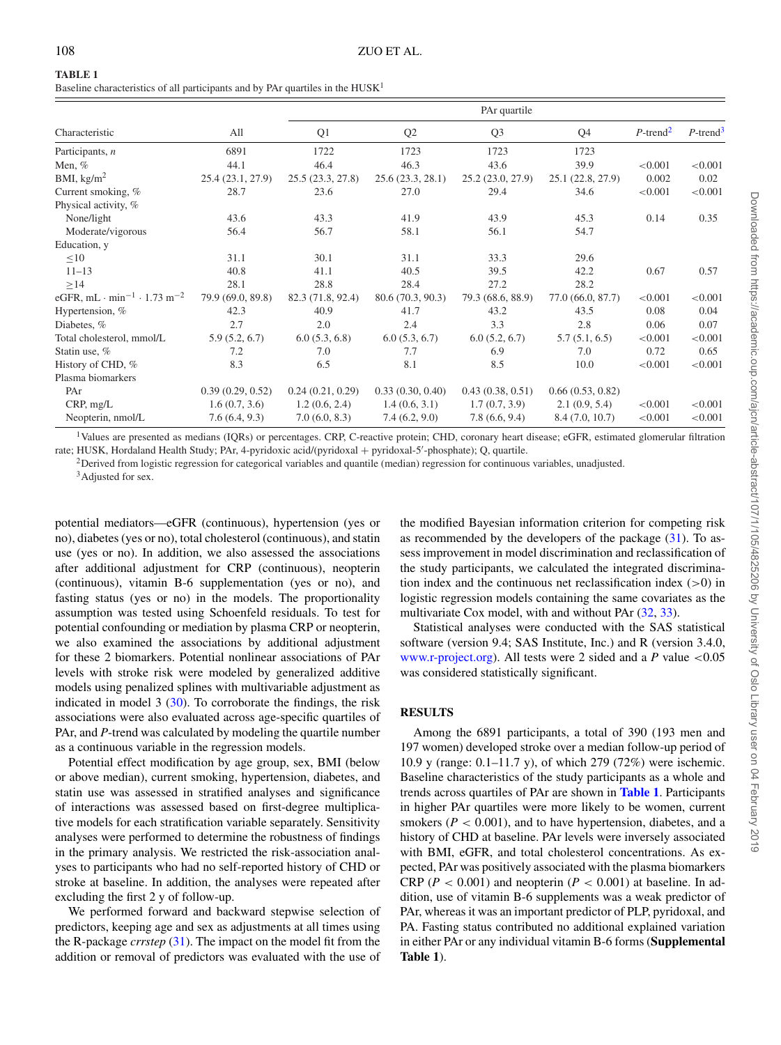**TABLE 1**
Baseline characteristics of all participants and by PAr quartiles in the HUSK[1]

| Characteristic | All | PAr quartile | | | | | |
|---|---|---|---|---|---|---|---|
| | | Q1 | Q2 | Q3 | Q4 | *P*-trend[2] | *P*-trend[3] |
| Participants, *n* | 6891 | 1722 | 1723 | 1723 | 1723 | | |
| Men, % | 44.1 | 46.4 | 46.3 | 43.6 | 39.9 | <0.001 | <0.001 |
| BMI, kg/m$^2$ | 25.4 (23.1, 27.9) | 25.5 (23.3, 27.8) | 25.6 (23.3, 28.1) | 25.2 (23.0, 27.9) | 25.1 (22.8, 27.9) | 0.002 | 0.02 |
| Current smoking, % | 28.7 | 23.6 | 27.0 | 29.4 | 34.6 | <0.001 | <0.001 |
| Physical activity, % | | | | | | | |
| None/light | 43.6 | 43.3 | 41.9 | 43.9 | 45.3 | 0.14 | 0.35 |
| Moderate/vigorous | 56.4 | 56.7 | 58.1 | 56.1 | 54.7 | | |
| Education, y | | | | | | | |
| ≤10 | 31.1 | 30.1 | 31.1 | 33.3 | 29.6 | | |
| 11–13 | 40.8 | 41.1 | 40.5 | 39.5 | 42.2 | 0.67 | 0.57 |
| ≥14 | 28.1 | 28.8 | 28.4 | 27.2 | 28.2 | | |
| eGFR, mL · min$^{-1}$ · 1.73 m$^{-2}$ | 79.9 (69.0, 89.8) | 82.3 (71.8, 92.4) | 80.6 (70.3, 90.3) | 79.3 (68.6, 88.9) | 77.0 (66.0, 87.7) | <0.001 | <0.001 |
| Hypertension, % | 42.3 | 40.9 | 41.7 | 43.2 | 43.5 | 0.08 | 0.04 |
| Diabetes, % | 2.7 | 2.0 | 2.4 | 3.3 | 2.8 | 0.06 | 0.07 |
| Total cholesterol, mmol/L | 5.9 (5.2, 6.7) | 6.0 (5.3, 6.8) | 6.0 (5.3, 6.7) | 6.0 (5.2, 6.7) | 5.7 (5.1, 6.5) | <0.001 | <0.001 |
| Statin use, % | 7.2 | 7.0 | 7.7 | 6.9 | 7.0 | 0.72 | 0.65 |
| History of CHD, % | 8.3 | 6.5 | 8.1 | 8.5 | 10.0 | <0.001 | <0.001 |
| Plasma biomarkers | | | | | | | |
| PAr | 0.39 (0.29, 0.52) | 0.24 (0.21, 0.29) | 0.33 (0.30, 0.40) | 0.43 (0.38, 0.51) | 0.66 (0.53, 0.82) | | |
| CRP, mg/L | 1.6 (0.7, 3.6) | 1.2 (0.6, 2.4) | 1.4 (0.6, 3.1) | 1.7 (0.7, 3.9) | 2.1 (0.9, 5.4) | <0.001 | <0.001 |
| Neopterin, nmol/L | 7.6 (6.4, 9.3) | 7.0 (6.0, 8.3) | 7.4 (6.2, 9.0) | 7.8 (6.6, 9.4) | 8.4 (7.0, 10.7) | <0.001 | <0.001 |

[1]Values are presented as medians (IQRs) or percentages. CRP, C-reactive protein; CHD, coronary heart disease; eGFR, estimated glomerular filtration rate; HUSK, Hordaland Health Study; PAr, 4-pyridoxic acid/(pyridoxal + pyridoxal-5′-phosphate); Q, quartile.

[2]Derived from logistic regression for categorical variables and quantile (median) regression for continuous variables, unadjusted.

[3]Adjusted for sex.

potential mediators—eGFR (continuous), hypertension (yes or no), diabetes (yes or no), total cholesterol (continuous), and statin use (yes or no). In addition, we also assessed the associations after additional adjustment for CRP (continuous), neopterin (continuous), vitamin B-6 supplementation (yes or no), and fasting status (yes or no) in the models. The proportionality assumption was tested using Schoenfeld residuals. To test for potential confounding or mediation by plasma CRP or neopterin, we also examined the associations by additional adjustment for these 2 biomarkers. Potential nonlinear associations of PAr levels with stroke risk were modeled by generalized additive models using penalized splines with multivariable adjustment as indicated in model 3 (30). To corroborate the findings, the risk associations were also evaluated across age-specific quartiles of PAr, and *P*-trend was calculated by modeling the quartile number as a continuous variable in the regression models.

Potential effect modification by age group, sex, BMI (below or above median), current smoking, hypertension, diabetes, and statin use was assessed in stratified analyses and significance of interactions was assessed based on first-degree multiplicative models for each stratification variable separately. Sensitivity analyses were performed to determine the robustness of findings in the primary analysis. We restricted the risk-association analyses to participants who had no self-reported history of CHD or stroke at baseline. In addition, the analyses were repeated after excluding the first 2 y of follow-up.

We performed forward and backward stepwise selection of predictors, keeping age and sex as adjustments at all times using the R-package *crrstep* (31). The impact on the model fit from the addition or removal of predictors was evaluated with the use of the modified Bayesian information criterion for competing risk as recommended by the developers of the package (31). To assess improvement in model discrimination and reclassification of the study participants, we calculated the integrated discrimination index and the continuous net reclassification index (>0) in logistic regression models containing the same covariates as the multivariate Cox model, with and without PAr (32, 33).

Statistical analyses were conducted with the SAS statistical software (version 9.4; SAS Institute, Inc.) and R (version 3.4.0, www.r-project.org). All tests were 2 sided and a *P* value <0.05 was considered statistically significant.

## RESULTS

Among the 6891 participants, a total of 390 (193 men and 197 women) developed stroke over a median follow-up period of 10.9 y (range: 0.1–11.7 y), of which 279 (72%) were ischemic. Baseline characteristics of the study participants as a whole and trends across quartiles of PAr are shown in **Table 1**. Participants in higher PAr quartiles were more likely to be women, current smokers ($P < 0.001$), and to have hypertension, diabetes, and a history of CHD at baseline. PAr levels were inversely associated with BMI, eGFR, and total cholesterol concentrations. As expected, PAr was positively associated with the plasma biomarkers CRP ($P < 0.001$) and neopterin ($P < 0.001$) at baseline. In addition, use of vitamin B-6 supplements was a weak predictor of PAr, whereas it was an important predictor of PLP, pyridoxal, and PA. Fasting status contributed no additional explained variation in either PAr or any individual vitamin B-6 forms (**Supplemental Table 1**).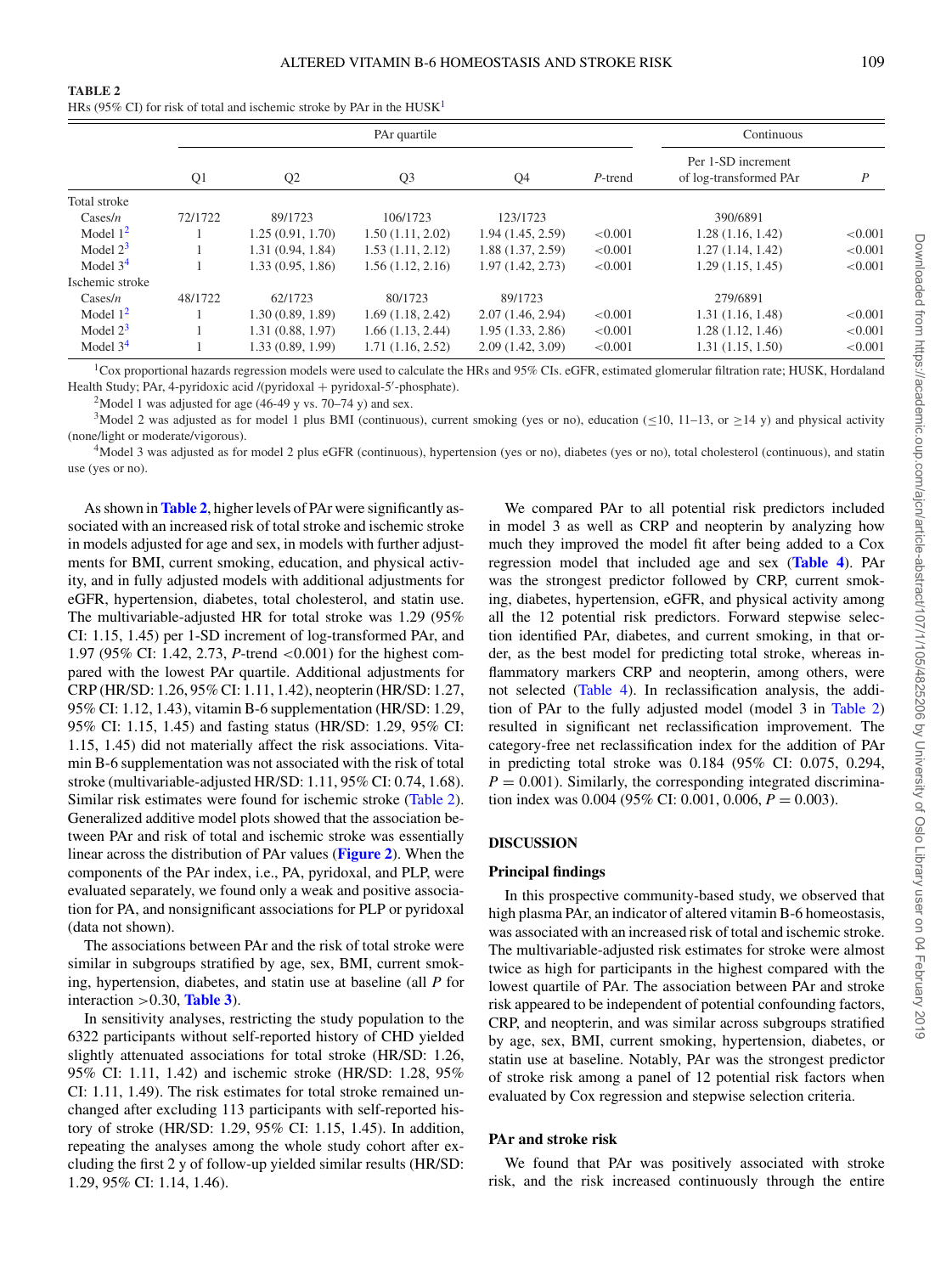**TABLE 2**
HRs (95% CI) for risk of total and ischemic stroke by PAr in the HUSK[1]

| | PAr quartile | | | | | Continuous | |
|---|---|---|---|---|---|---|---|
| | Q1 | Q2 | Q3 | Q4 | *P*-trend | Per 1-SD increment of log-transformed PAr | *P* |
| Total stroke | | | | | | | |
| Cases/*n* | 72/1722 | 89/1723 | 106/1723 | 123/1723 | | 390/6891 | |
| Model 1[2] | 1 | 1.25 (0.91, 1.70) | 1.50 (1.11, 2.02) | 1.94 (1.45, 2.59) | <0.001 | 1.28 (1.16, 1.42) | <0.001 |
| Model 2[3] | 1 | 1.31 (0.94, 1.84) | 1.53 (1.11, 2.12) | 1.88 (1.37, 2.59) | <0.001 | 1.27 (1.14, 1.42) | <0.001 |
| Model 3[4] | 1 | 1.33 (0.95, 1.86) | 1.56 (1.12, 2.16) | 1.97 (1.42, 2.73) | <0.001 | 1.29 (1.15, 1.45) | <0.001 |
| Ischemic stroke | | | | | | | |
| Cases/*n* | 48/1722 | 62/1723 | 80/1723 | 89/1723 | | 279/6891 | |
| Model 1[2] | 1 | 1.30 (0.89, 1.89) | 1.69 (1.18, 2.42) | 2.07 (1.46, 2.94) | <0.001 | 1.31 (1.16, 1.48) | <0.001 |
| Model 2[3] | 1 | 1.31 (0.88, 1.97) | 1.66 (1.13, 2.44) | 1.95 (1.33, 2.86) | <0.001 | 1.28 (1.12, 1.46) | <0.001 |
| Model 3[4] | 1 | 1.33 (0.89, 1.99) | 1.71 (1.16, 2.52) | 2.09 (1.42, 3.09) | <0.001 | 1.31 (1.15, 1.50) | <0.001 |

[1]Cox proportional hazards regression models were used to calculate the HRs and 95% CIs. eGFR, estimated glomerular filtration rate; HUSK, Hordaland Health Study; PAr, 4-pyridoxic acid /(pyridoxal + pyridoxal-5′-phosphate).

[2]Model 1 was adjusted for age (46-49 y vs. 70–74 y) and sex.

[3]Model 2 was adjusted as for model 1 plus BMI (continuous), current smoking (yes or no), education (≤10, 11–13, or ≥14 y) and physical activity (none/light or moderate/vigorous).

[4]Model 3 was adjusted as for model 2 plus eGFR (continuous), hypertension (yes or no), diabetes (yes or no), total cholesterol (continuous), and statin use (yes or no).

As shown in **Table 2**, higher levels of PAr were significantly associated with an increased risk of total stroke and ischemic stroke in models adjusted for age and sex, in models with further adjustments for BMI, current smoking, education, and physical activity, and in fully adjusted models with additional adjustments for eGFR, hypertension, diabetes, total cholesterol, and statin use. The multivariable-adjusted HR for total stroke was 1.29 (95% CI: 1.15, 1.45) per 1-SD increment of log-transformed PAr, and 1.97 (95% CI: 1.42, 2.73, *P*-trend <0.001) for the highest compared with the lowest PAr quartile. Additional adjustments for CRP (HR/SD: 1.26, 95% CI: 1.11, 1.42), neopterin (HR/SD: 1.27, 95% CI: 1.12, 1.43), vitamin B-6 supplementation (HR/SD: 1.29, 95% CI: 1.15, 1.45) and fasting status (HR/SD: 1.29, 95% CI: 1.15, 1.45) did not materially affect the risk associations. Vitamin B-6 supplementation was not associated with the risk of total stroke (multivariable-adjusted HR/SD: 1.11, 95% CI: 0.74, 1.68). Similar risk estimates were found for ischemic stroke (Table 2). Generalized additive model plots showed that the association between PAr and risk of total and ischemic stroke was essentially linear across the distribution of PAr values (**Figure 2**). When the components of the PAr index, i.e., PA, pyridoxal, and PLP, were evaluated separately, we found only a weak and positive association for PA, and nonsignificant associations for PLP or pyridoxal (data not shown).

The associations between PAr and the risk of total stroke were similar in subgroups stratified by age, sex, BMI, current smoking, hypertension, diabetes, and statin use at baseline (all *P* for interaction >0.30, **Table 3**).

In sensitivity analyses, restricting the study population to the 6322 participants without self-reported history of CHD yielded slightly attenuated associations for total stroke (HR/SD: 1.26, 95% CI: 1.11, 1.42) and ischemic stroke (HR/SD: 1.28, 95% CI: 1.11, 1.49). The risk estimates for total stroke remained unchanged after excluding 113 participants with self-reported history of stroke (HR/SD: 1.29, 95% CI: 1.15, 1.45). In addition, repeating the analyses among the whole study cohort after excluding the first 2 y of follow-up yielded similar results (HR/SD: 1.29, 95% CI: 1.14, 1.46).

We compared PAr to all potential risk predictors included in model 3 as well as CRP and neopterin by analyzing how much they improved the model fit after being added to a Cox regression model that included age and sex (**Table 4**). PAr was the strongest predictor followed by CRP, current smoking, diabetes, hypertension, eGFR, and physical activity among all the 12 potential risk predictors. Forward stepwise selection identified PAr, diabetes, and current smoking, in that order, as the best model for predicting total stroke, whereas inflammatory markers CRP and neopterin, among others, were not selected (Table 4). In reclassification analysis, the addition of PAr to the fully adjusted model (model 3 in Table 2) resulted in significant net reclassification improvement. The category-free net reclassification index for the addition of PAr in predicting total stroke was 0.184 (95% CI: 0.075, 0.294, $P = 0.001$). Similarly, the corresponding integrated discrimination index was 0.004 (95% CI: 0.001, 0.006, $P = 0.003$).

## DISCUSSION

### Principal findings

In this prospective community-based study, we observed that high plasma PAr, an indicator of altered vitamin B-6 homeostasis, was associated with an increased risk of total and ischemic stroke. The multivariable-adjusted risk estimates for stroke were almost twice as high for participants in the highest compared with the lowest quartile of PAr. The association between PAr and stroke risk appeared to be independent of potential confounding factors, CRP, and neopterin, and was similar across subgroups stratified by age, sex, BMI, current smoking, hypertension, diabetes, or statin use at baseline. Notably, PAr was the strongest predictor of stroke risk among a panel of 12 potential risk factors when evaluated by Cox regression and stepwise selection criteria.

### PAr and stroke risk

We found that PAr was positively associated with stroke risk, and the risk increased continuously through the entire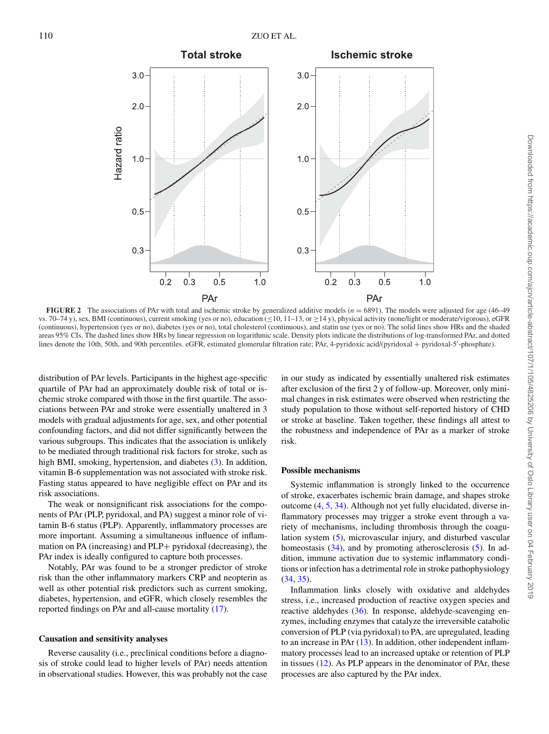FIGURE 2 The associations of PAr with total and ischemic stroke by generalized additive models ($n = 6891$). The models were adjusted for age (46–49 vs. 70–74 y), sex, BMI (continuous), current smoking (yes or no), education (≤10, 11–13, or ≥14 y), physical activity (none/light or moderate/vigorous), eGFR (continuous), hypertension (yes or no), diabetes (yes or no), total cholesterol (continuous), and statin use (yes or no). The solid lines show HRs and the shaded areas 95% CIs. The dashed lines show HRs by linear regression on logarithmic scale. Density plots indicate the distributions of log-transformed PAr, and dotted lines denote the 10th, 50th, and 90th percentiles. eGFR, estimated glomerular filtration rate; PAr, 4-pyridoxic acid/(pyridoxal + pyridoxal-5′-phosphate).

distribution of PAr levels. Participants in the highest age-specific quartile of PAr had an approximately double risk of total or ischemic stroke compared with those in the first quartile. The associations between PAr and stroke were essentially unaltered in 3 models with gradual adjustments for age, sex, and other potential confounding factors, and did not differ significantly between the various subgroups. This indicates that the association is unlikely to be mediated through traditional risk factors for stroke, such as high BMI, smoking, hypertension, and diabetes (3). In addition, vitamin B-6 supplementation was not associated with stroke risk. Fasting status appeared to have negligible effect on PAr and its risk associations.

The weak or nonsignificant risk associations for the components of PAr (PLP, pyridoxal, and PA) suggest a minor role of vitamin B-6 status (PLP). Apparently, inflammatory processes are more important. Assuming a simultaneous influence of inflammation on PA (increasing) and PLP+ pyridoxal (decreasing), the PAr index is ideally configured to capture both processes.

Notably, PAr was found to be a stronger predictor of stroke risk than the other inflammatory markers CRP and neopterin as well as other potential risk predictors such as current smoking, diabetes, hypertension, and eGFR, which closely resembles the reported findings on PAr and all-cause mortality (17).

### Causation and sensitivity analyses

Reverse causality (i.e., preclinical conditions before a diagnosis of stroke could lead to higher levels of PAr) needs attention in observational studies. However, this was probably not the case in our study as indicated by essentially unaltered risk estimates after exclusion of the first 2 y of follow-up. Moreover, only minimal changes in risk estimates were observed when restricting the study population to those without self-reported history of CHD or stroke at baseline. Taken together, these findings all attest to the robustness and independence of PAr as a marker of stroke risk.

### Possible mechanisms

Systemic inflammation is strongly linked to the occurrence of stroke, exacerbates ischemic brain damage, and shapes stroke outcome (4, 5, 34). Although not yet fully elucidated, diverse inflammatory processes may trigger a stroke event through a variety of mechanisms, including thrombosis through the coagulation system (5), microvascular injury, and disturbed vascular homeostasis (34), and by promoting atherosclerosis (5). In addition, immune activation due to systemic inflammatory conditions or infection has a detrimental role in stroke pathophysiology (34, 35).

Inflammation links closely with oxidative and aldehydes stress, i.e., increased production of reactive oxygen species and reactive aldehydes (36). In response, aldehyde-scavenging enzymes, including enzymes that catalyze the irreversible catabolic conversion of PLP (via pyridoxal) to PA, are upregulated, leading to an increase in PAr (13). In addition, other independent inflammatory processes lead to an increased uptake or retention of PLP in tissues (12). As PLP appears in the denominator of PAr, these processes are also captured by the PAr index.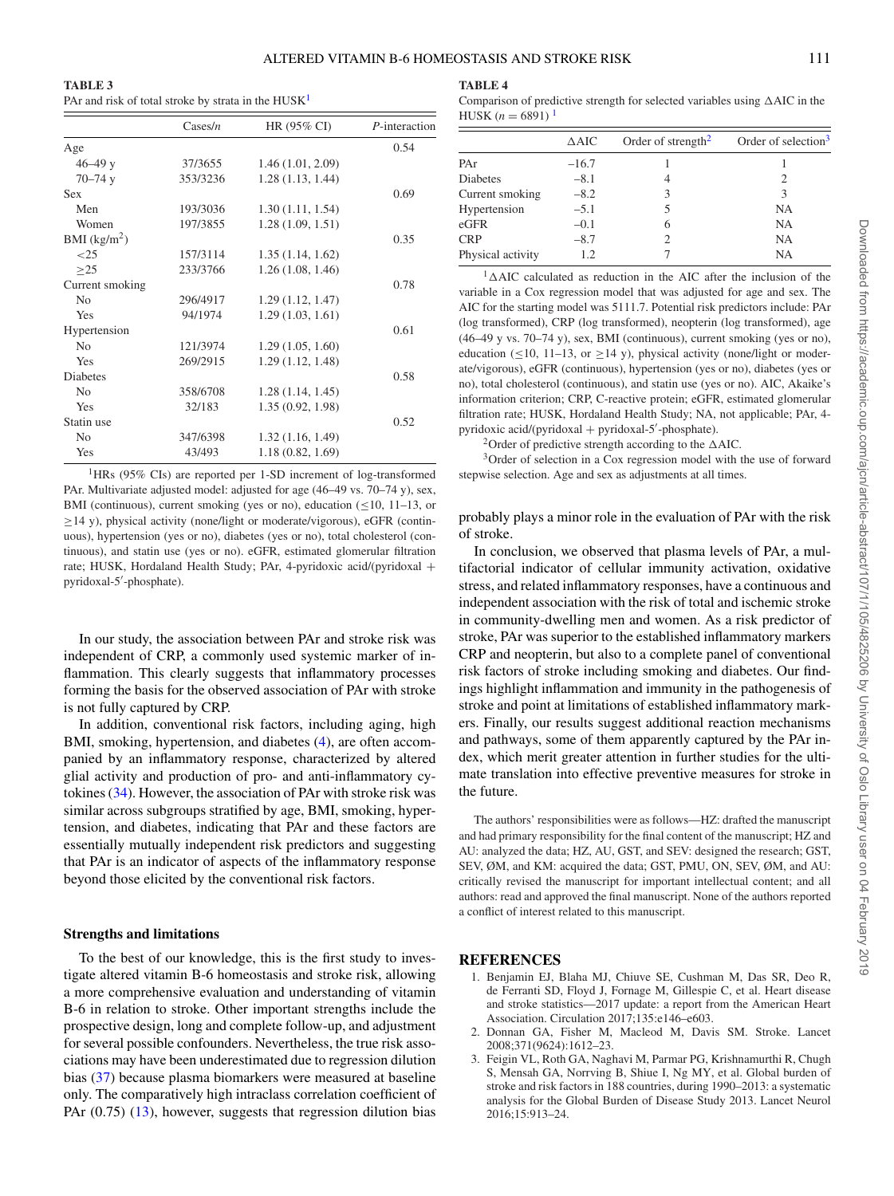**TABLE 3**
PAr and risk of total stroke by strata in the HUSK[1]

| | Cases/n | HR (95% CI) | P-interaction |
|---|---|---|---|
| Age | | | 0.54 |
| 46–49 y | 37/3655 | 1.46 (1.01, 2.09) | |
| 70–74 y | 353/3236 | 1.28 (1.13, 1.44) | |
| Sex | | | 0.69 |
| Men | 193/3036 | 1.30 (1.11, 1.54) | |
| Women | 197/3855 | 1.28 (1.09, 1.51) | |
| BMI (kg/m$^2$) | | | 0.35 |
| <25 | 157/3114 | 1.35 (1.14, 1.62) | |
| ≥25 | 233/3766 | 1.26 (1.08, 1.46) | |
| Current smoking | | | 0.78 |
| No | 296/4917 | 1.29 (1.12, 1.47) | |
| Yes | 94/1974 | 1.29 (1.03, 1.61) | |
| Hypertension | | | 0.61 |
| No | 121/3974 | 1.29 (1.05, 1.60) | |
| Yes | 269/2915 | 1.29 (1.12, 1.48) | |
| Diabetes | | | 0.58 |
| No | 358/6708 | 1.28 (1.14, 1.45) | |
| Yes | 32/183 | 1.35 (0.92, 1.98) | |
| Statin use | | | 0.52 |
| No | 347/6398 | 1.32 (1.16, 1.49) | |
| Yes | 43/493 | 1.18 (0.82, 1.69) | |

[1]HRs (95% CIs) are reported per 1-SD increment of log-transformed PAr. Multivariate adjusted model: adjusted for age (46–49 vs. 70–74 y), sex, BMI (continuous), current smoking (yes or no), education (≤10, 11–13, or ≥14 y), physical activity (none/light or moderate/vigorous), eGFR (continuous), hypertension (yes or no), diabetes (yes or no), total cholesterol (continuous), and statin use (yes or no). eGFR, estimated glomerular filtration rate; HUSK, Hordaland Health Study; PAr, 4-pyridoxic acid/(pyridoxal + pyridoxal-5′-phosphate).

In our study, the association between PAr and stroke risk was independent of CRP, a commonly used systemic marker of inflammation. This clearly suggests that inflammatory processes forming the basis for the observed association of PAr with stroke is not fully captured by CRP.

In addition, conventional risk factors, including aging, high BMI, smoking, hypertension, and diabetes (4), are often accompanied by an inflammatory response, characterized by altered glial activity and production of pro- and anti-inflammatory cytokines (34). However, the association of PAr with stroke risk was similar across subgroups stratified by age, BMI, smoking, hypertension, and diabetes, indicating that PAr and these factors are essentially mutually independent risk predictors and suggesting that PAr is an indicator of aspects of the inflammatory response beyond those elicited by the conventional risk factors.

### Strengths and limitations

To the best of our knowledge, this is the first study to investigate altered vitamin B-6 homeostasis and stroke risk, allowing a more comprehensive evaluation and understanding of vitamin B-6 in relation to stroke. Other important strengths include the prospective design, long and complete follow-up, and adjustment for several possible confounders. Nevertheless, the true risk associations may have been underestimated due to regression dilution bias (37) because plasma biomarkers were measured at baseline only. The comparatively high intraclass correlation coefficient of PAr (0.75) (13), however, suggests that regression dilution bias probably plays a minor role in the evaluation of PAr with the risk of stroke.

In conclusion, we observed that plasma levels of PAr, a multifactorial indicator of cellular immunity activation, oxidative stress, and related inflammatory responses, have a continuous and independent association with the risk of total and ischemic stroke in community-dwelling men and women. As a risk predictor of stroke, PAr was superior to the established inflammatory markers CRP and neopterin, but also to a complete panel of conventional risk factors of stroke including smoking and diabetes. Our findings highlight inflammation and immunity in the pathogenesis of stroke and point at limitations of established inflammatory markers. Finally, our results suggest additional reaction mechanisms and pathways, some of them apparently captured by the PAr index, which merit greater attention in further studies for the ultimate translation into effective preventive measures for stroke in the future.

**TABLE 4**
Comparison of predictive strength for selected variables using ΔAIC in the HUSK ($n = 6891$)[1]

| | ΔAIC | Order of strength[2] | Order of selection[3] |
|---|---|---|---|
| PAr | −16.7 | 1 | 1 |
| Diabetes | −8.1 | 4 | 2 |
| Current smoking | −8.2 | 3 | 3 |
| Hypertension | −5.1 | 5 | NA |
| eGFR | −0.1 | 6 | NA |
| CRP | −8.7 | 2 | NA |
| Physical activity | 1.2 | 7 | NA |

[1]ΔAIC calculated as reduction in the AIC after the inclusion of the variable in a Cox regression model that was adjusted for age and sex. The AIC for the starting model was 5111.7. Potential risk predictors include: PAr (log transformed), CRP (log transformed), neopterin (log transformed), age (46–49 y vs. 70–74 y), sex, BMI (continuous), current smoking (yes or no), education (≤10, 11–13, or ≥14 y), physical activity (none/light or moderate/vigorous), eGFR (continuous), hypertension (yes or no), diabetes (yes or no), total cholesterol (continuous), and statin use (yes or no). AIC, Akaike's information criterion; CRP, C-reactive protein; eGFR, estimated glomerular filtration rate; HUSK, Hordaland Health Study; NA, not applicable; PAr, 4-pyridoxic acid/(pyridoxal + pyridoxal-5′-phosphate).

[2]Order of predictive strength according to the ΔAIC.

[3]Order of selection in a Cox regression model with the use of forward stepwise selection. Age and sex as adjustments at all times.

The authors' responsibilities were as follows—HZ: drafted the manuscript and had primary responsibility for the final content of the manuscript; HZ and AU: analyzed the data; HZ, GST, and SEV: designed the research; GST, SEV, ØM, and KM: acquired the data; GST, PMU, ON, SEV, ØM, and AU: critically revised the manuscript for important intellectual content; and all authors: read and approved the final manuscript. None of the authors reported a conflict of interest related to this manuscript.

## REFERENCES

1. Benjamin EJ, Blaha MJ, Chiuve SE, Cushman M, Das SR, Deo R, de Ferranti SD, Floyd J, Fornage M, Gillespie C, et al. Heart disease and stroke statistics—2017 update: a report from the American Heart Association. Circulation 2017;135:e146–e603.
2. Donnan GA, Fisher M, Macleod M, Davis SM. Stroke. Lancet 2008;371(9624):1612–23.
3. Feigin VL, Roth GA, Naghavi M, Parmar PG, Krishnamurthi R, Chugh S, Mensah GA, Norrving B, Shiue I, Ng MY, et al. Global burden of stroke and risk factors in 188 countries, during 1990–2013: a systematic analysis for the Global Burden of Disease Study 2013. Lancet Neurol 2016;15:913–24.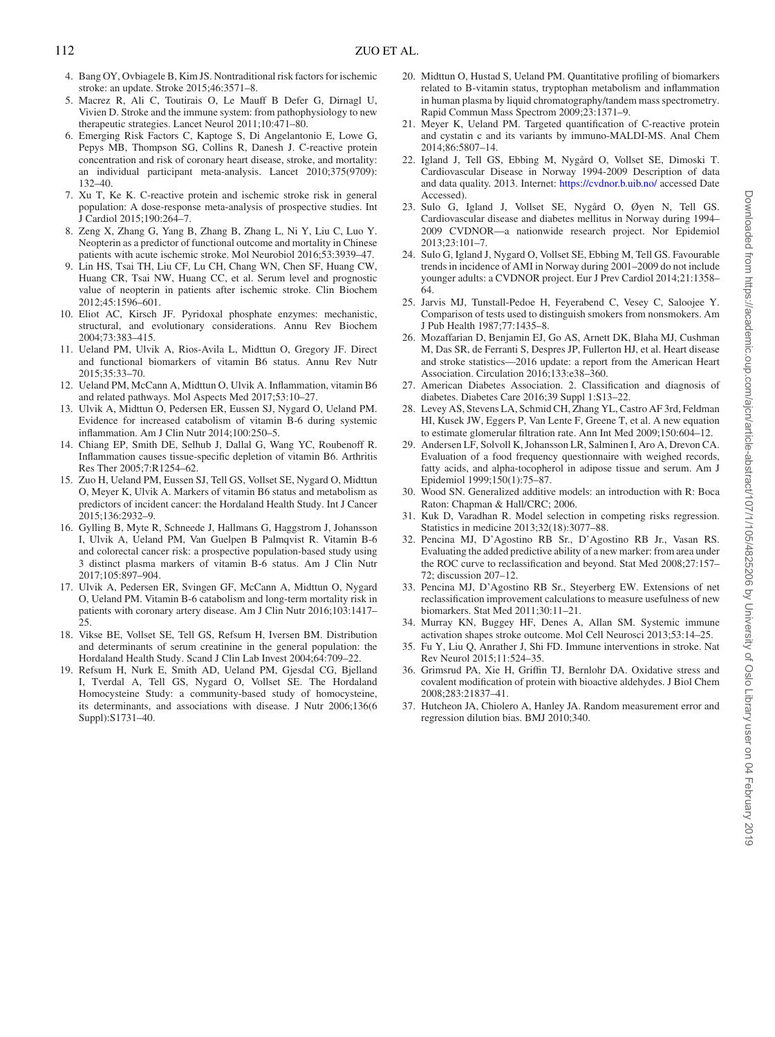4. Bang OY, Ovbiagele B, Kim JS. Nontraditional risk factors for ischemic stroke: an update. Stroke 2015;46:3571–8.
5. Macrez R, Ali C, Toutirais O, Le Mauff B Defer G, Dirnagl U, Vivien D. Stroke and the immune system: from pathophysiology to new therapeutic strategies. Lancet Neurol 2011;10:471–80.
6. Emerging Risk Factors C, Kaptoge S, Di Angelantonio E, Lowe G, Pepys MB, Thompson SG, Collins R, Danesh J. C-reactive protein concentration and risk of coronary heart disease, stroke, and mortality: an individual participant meta-analysis. Lancet 2010;375(9709): 132–40.
7. Xu T, Ke K. C-reactive protein and ischemic stroke risk in general population: A dose-response meta-analysis of prospective studies. Int J Cardiol 2015;190:264–7.
8. Zeng X, Zhang G, Yang B, Zhang B, Zhang L, Ni Y, Liu C, Luo Y. Neopterin as a predictor of functional outcome and mortality in Chinese patients with acute ischemic stroke. Mol Neurobiol 2016;53:3939–47.
9. Lin HS, Tsai TH, Liu CF, Lu CH, Chang WN, Chen SF, Huang CW, Huang CR, Tsai NW, Huang CC, et al. Serum level and prognostic value of neopterin in patients after ischemic stroke. Clin Biochem 2012;45:1596–601.
10. Eliot AC, Kirsch JF. Pyridoxal phosphate enzymes: mechanistic, structural, and evolutionary considerations. Annu Rev Biochem 2004;73:383–415.
11. Ueland PM, Ulvik A, Rios-Avila L, Midttun O, Gregory JF. Direct and functional biomarkers of vitamin B6 status. Annu Rev Nutr 2015;35:33–70.
12. Ueland PM, McCann A, Midttun O, Ulvik A. Inflammation, vitamin B6 and related pathways. Mol Aspects Med 2017;53:10–27.
13. Ulvik A, Midttun O, Pedersen ER, Eussen SJ, Nygard O, Ueland PM. Evidence for increased catabolism of vitamin B-6 during systemic inflammation. Am J Clin Nutr 2014;100:250–5.
14. Chiang EP, Smith DE, Selhub J, Dallal G, Wang YC, Roubenoff R. Inflammation causes tissue-specific depletion of vitamin B6. Arthritis Res Ther 2005;7:R1254–62.
15. Zuo H, Ueland PM, Eussen SJ, Tell GS, Vollset SE, Nygard O, Midttun O, Meyer K, Ulvik A. Markers of vitamin B6 status and metabolism as predictors of incident cancer: the Hordaland Health Study. Int J Cancer 2015;136:2932–9.
16. Gylling B, Myte R, Schneede J, Hallmans G, Haggstrom J, Johansson I, Ulvik A, Ueland PM, Van Guelpen B Palmqvist R. Vitamin B-6 and colorectal cancer risk: a prospective population-based study using 3 distinct plasma markers of vitamin B-6 status. Am J Clin Nutr 2017;105:897–904.
17. Ulvik A, Pedersen ER, Svingen GF, McCann A, Midttun O, Nygard O, Ueland PM. Vitamin B-6 catabolism and long-term mortality risk in patients with coronary artery disease. Am J Clin Nutr 2016;103:1417–25.
18. Vikse BE, Vollset SE, Tell GS, Refsum H, Iversen BM. Distribution and determinants of serum creatinine in the general population: the Hordaland Health Study. Scand J Clin Lab Invest 2004;64:709–22.
19. Refsum H, Nurk E, Smith AD, Ueland PM, Gjesdal CG, Bjelland I, Tverdal A, Tell GS, Nygard O, Vollset SE. The Hordaland Homocysteine Study: a community-based study of homocysteine, its determinants, and associations with disease. J Nutr 2006;136(6 Suppl):S1731–40.
20. Midttun O, Hustad S, Ueland PM. Quantitative profiling of biomarkers related to B-vitamin status, tryptophan metabolism and inflammation in human plasma by liquid chromatography/tandem mass spectrometry. Rapid Commun Mass Spectrom 2009;23:1371–9.
21. Meyer K, Ueland PM. Targeted quantification of C-reactive protein and cystatin c and its variants by immuno-MALDI-MS. Anal Chem 2014;86:5807–14.
22. Igland J, Tell GS, Ebbing M, Nygård O, Vollset SE, Dimoski T. Cardiovascular Disease in Norway 1994-2009 Description of data and data quality. 2013. Internet: https://cvdnor.b.uib.no/ accessed Date Accessed).
23. Sulo G, Igland J, Vollset SE, Nygård O, Øyen N, Tell GS. Cardiovascular disease and diabetes mellitus in Norway during 1994–2009 CVDNOR—a nationwide research project. Nor Epidemiol 2013;23:101–7.
24. Sulo G, Igland J, Nygard O, Vollset SE, Ebbing M, Tell GS. Favourable trends in incidence of AMI in Norway during 2001–2009 do not include younger adults: a CVDNOR project. Eur J Prev Cardiol 2014;21:1358–64.
25. Jarvis MJ, Tunstall-Pedoe H, Feyerabend C, Vesey C, Saloojee Y. Comparison of tests used to distinguish smokers from nonsmokers. Am J Pub Health 1987;77:1435–8.
26. Mozaffarian D, Benjamin EJ, Go AS, Arnett DK, Blaha MJ, Cushman M, Das SR, de Ferranti S, Despres JP, Fullerton HJ, et al. Heart disease and stroke statistics—2016 update: a report from the American Heart Association. Circulation 2016;133:e38–360.
27. American Diabetes Association. 2. Classification and diagnosis of diabetes. Diabetes Care 2016;39 Suppl 1:S13–22.
28. Levey AS, Stevens LA, Schmid CH, Zhang YL, Castro AF 3rd, Feldman HI, Kusek JW, Eggers P, Van Lente F, Greene T, et al. A new equation to estimate glomerular filtration rate. Ann Int Med 2009;150:604–12.
29. Andersen LF, Solvoll K, Johansson LR, Salminen I, Aro A, Drevon CA. Evaluation of a food frequency questionnaire with weighed records, fatty acids, and alpha-tocopherol in adipose tissue and serum. Am J Epidemiol 1999;150(1):75–87.
30. Wood SN. Generalized additive models: an introduction with R: Boca Raton: Chapman & Hall/CRC; 2006.
31. Kuk D, Varadhan R. Model selection in competing risks regression. Statistics in medicine 2013;32(18):3077–88.
32. Pencina MJ, D'Agostino RB Sr., D'Agostino RB Jr., Vasan RS. Evaluating the added predictive ability of a new marker: from area under the ROC curve to reclassification and beyond. Stat Med 2008;27:157–72; discussion 207–12.
33. Pencina MJ, D'Agostino RB Sr., Steyerberg EW. Extensions of net reclassification improvement calculations to measure usefulness of new biomarkers. Stat Med 2011;30:11–21.
34. Murray KN, Buggey HF, Denes A, Allan SM. Systemic immune activation shapes stroke outcome. Mol Cell Neurosci 2013;53:14–25.
35. Fu Y, Liu Q, Anrather J, Shi FD. Immune interventions in stroke. Nat Rev Neurol 2015;11:524–35.
36. Grimsrud PA, Xie H, Griffin TJ, Bernlohr DA. Oxidative stress and covalent modification of protein with bioactive aldehydes. J Biol Chem 2008;283:21837–41.
37. Hutcheon JA, Chiolero A, Hanley JA. Random measurement error and regression dilution bias. BMJ 2010;340.